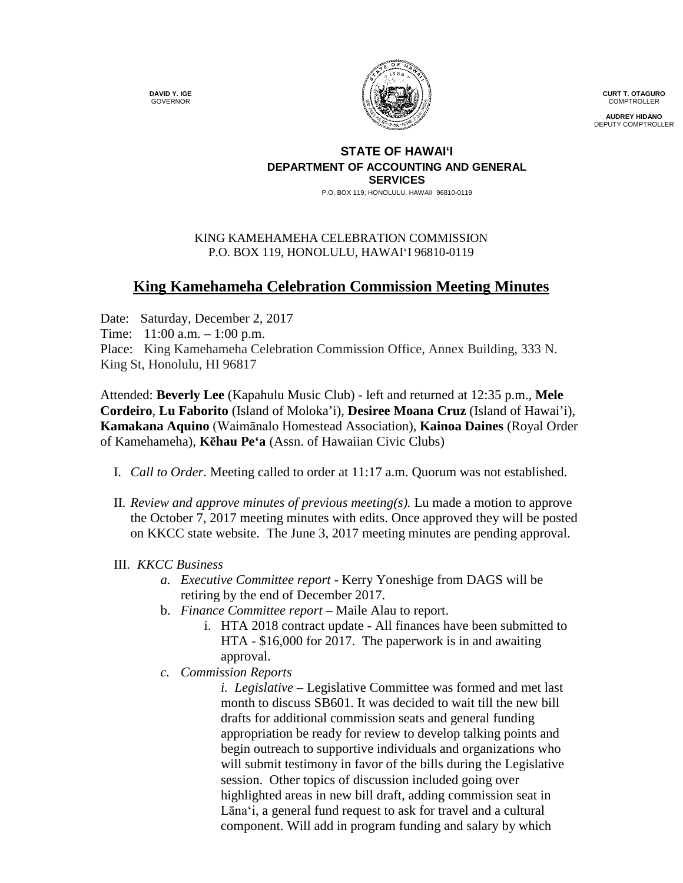**DAVID Y. IGE**
GOVERNOR

**CURT T. OTAGURO**
COMPTROLLER

**AUDREY HIDANO**
DEPUTY COMPTROLLER

**STATE OF HAWAI'I**
**DEPARTMENT OF ACCOUNTING AND GENERAL SERVICES**
P.O. BOX 119, HONOLULU, HAWAII 96810-0119

KING KAMEHAMEHA CELEBRATION COMMISSION
P.O. BOX 119, HONOLULU, HAWAI'I 96810-0119

# King Kamehameha Celebration Commission Meeting Minutes

Date: Saturday, December 2, 2017
Time: 11:00 a.m. – 1:00 p.m.
Place: King Kamehameha Celebration Commission Office, Annex Building, 333 N. King St, Honolulu, HI 96817

Attended: **Beverly Lee** (Kapahulu Music Club) - left and returned at 12:35 p.m., **Mele Cordeiro**, **Lu Faborito** (Island of Moloka'i), **Desiree Moana Cruz** (Island of Hawai'i), **Kamakana Aquino** (Waimānalo Homestead Association), **Kainoa Daines** (Royal Order of Kamehameha), **Kēhau Pe'a** (Assn. of Hawaiian Civic Clubs)

I. *Call to Order*. Meeting called to order at 11:17 a.m. Quorum was not established.

II. *Review and approve minutes of previous meeting(s).* Lu made a motion to approve the October 7, 2017 meeting minutes with edits. Once approved they will be posted on KKCC state website. The June 3, 2017 meeting minutes are pending approval.

III. *KKCC Business*

  a. *Executive Committee report* - Kerry Yoneshige from DAGS will be retiring by the end of December 2017.

  b. *Finance Committee report* – Maile Alau to report.

    i. HTA 2018 contract update - All finances have been submitted to HTA - $16,000 for 2017. The paperwork is in and awaiting approval.

  c. *Commission Reports*

    i. *Legislative* – Legislative Committee was formed and met last month to discuss SB601. It was decided to wait till the new bill drafts for additional commission seats and general funding appropriation be ready for review to develop talking points and begin outreach to supportive individuals and organizations who will submit testimony in favor of the bills during the Legislative session. Other topics of discussion included going over highlighted areas in new bill draft, adding commission seat in Lāna'i, a general fund request to ask for travel and a cultural component. Will add in program funding and salary by which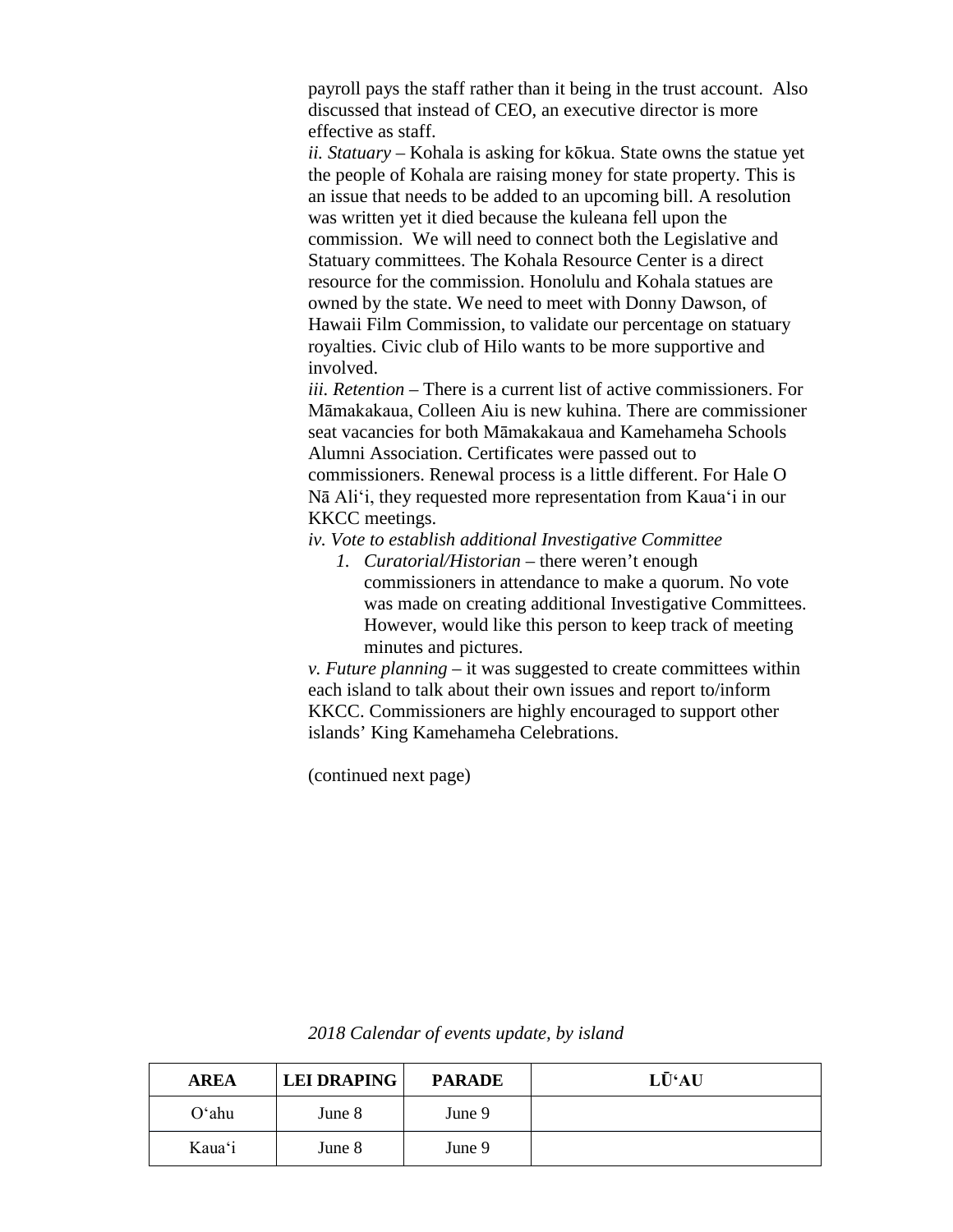payroll pays the staff rather than it being in the trust account. Also discussed that instead of CEO, an executive director is more effective as staff.

*ii. Statuary* – Kohala is asking for kōkua. State owns the statue yet the people of Kohala are raising money for state property. This is an issue that needs to be added to an upcoming bill. A resolution was written yet it died because the kuleana fell upon the commission. We will need to connect both the Legislative and Statuary committees. The Kohala Resource Center is a direct resource for the commission. Honolulu and Kohala statues are owned by the state. We need to meet with Donny Dawson, of Hawaii Film Commission, to validate our percentage on statuary royalties. Civic club of Hilo wants to be more supportive and involved.

*iii. Retention* – There is a current list of active commissioners. For Māmakakaua, Colleen Aiu is new kuhina. There are commissioner seat vacancies for both Māmakakaua and Kamehameha Schools Alumni Association. Certificates were passed out to commissioners. Renewal process is a little different. For Hale O Nā Aliʻi, they requested more representation from Kauaʻi in our KKCC meetings.

*iv. Vote to establish additional Investigative Committee*

1. *Curatorial/Historian* – there weren't enough commissioners in attendance to make a quorum. No vote was made on creating additional Investigative Committees. However, would like this person to keep track of meeting minutes and pictures.

*v. Future planning* – it was suggested to create committees within each island to talk about their own issues and report to/inform KKCC. Commissioners are highly encouraged to support other islands' King Kamehameha Celebrations.

(continued next page)

*2018 Calendar of events update, by island*

| AREA | LEI DRAPING | PARADE | LŪʻAU |
|---|---|---|---|
| Oʻahu | June 8 | June 9 | |
| Kauaʻi | June 8 | June 9 | |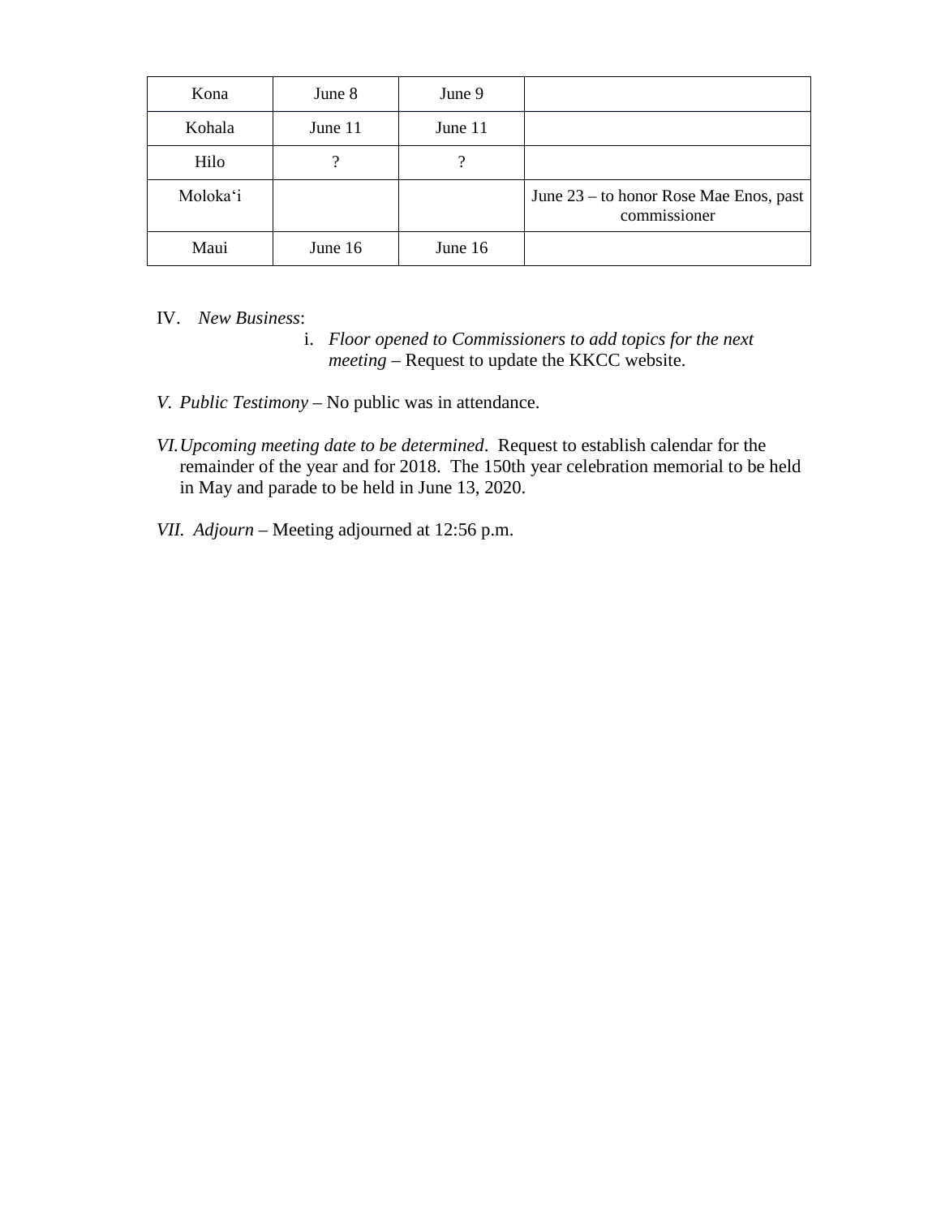| | | | |
|---|---|---|---|
| Kona | June 8 | June 9 | |
| Kohala | June 11 | June 11 | |
| Hilo | ? | ? | |
| Molokaʻi | | | June 23 – to honor Rose Mae Enos, past commissioner |
| Maui | June 16 | June 16 | |

IV. *New Business*:

i. *Floor opened to Commissioners to add topics for the next meeting* – Request to update the KKCC website.

*V. Public Testimony* – No public was in attendance.

*VI. Upcoming meeting date to be determined*. Request to establish calendar for the remainder of the year and for 2018. The 150th year celebration memorial to be held in May and parade to be held in June 13, 2020.

*VII. Adjourn* – Meeting adjourned at 12:56 p.m.